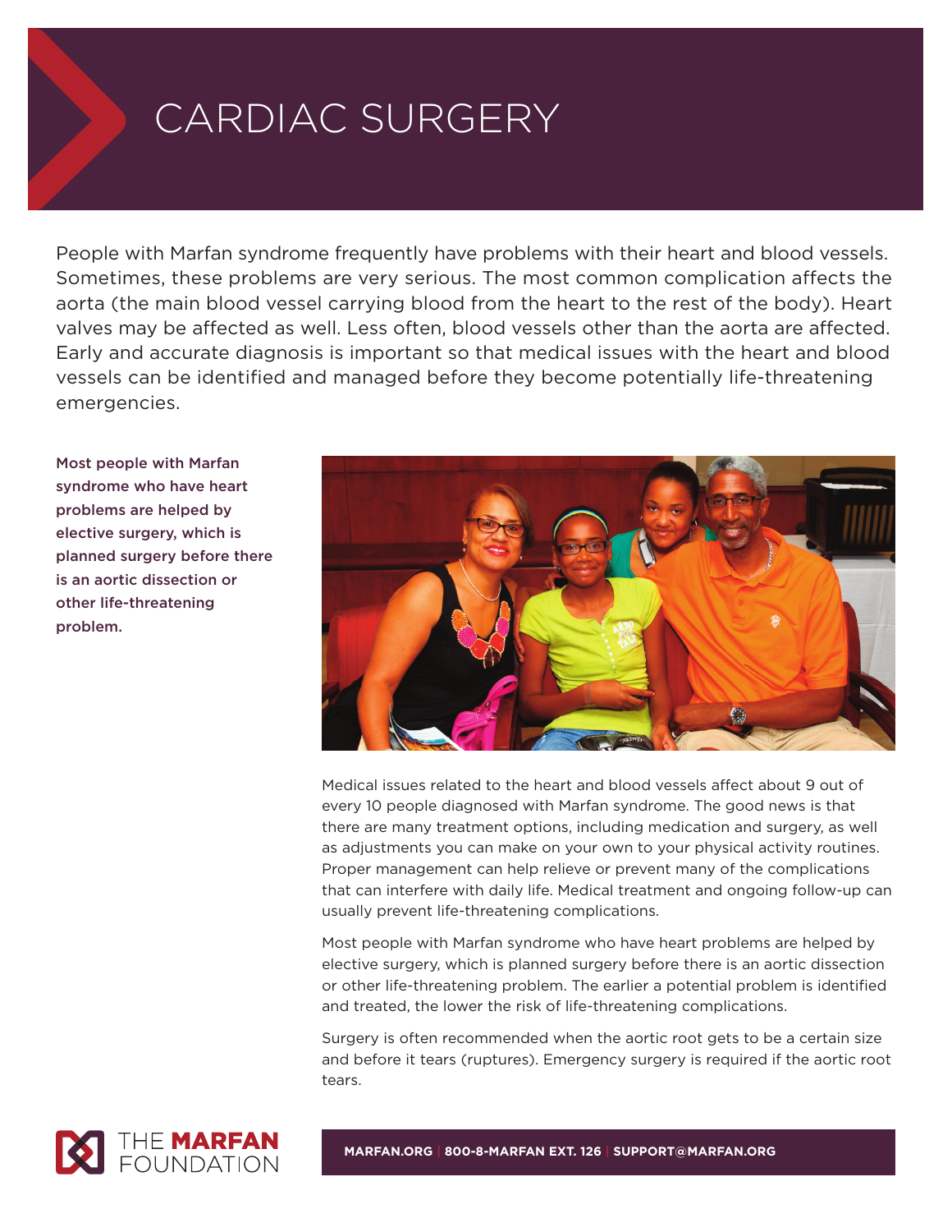# CARDIAC SURGERY

People with Marfan syndrome frequently have problems with their heart and blood vessels. Sometimes, these problems are very serious. The most common complication affects the aorta (the main blood vessel carrying blood from the heart to the rest of the body). Heart valves may be affected as well. Less often, blood vessels other than the aorta are affected. Early and accurate diagnosis is important so that medical issues with the heart and blood vessels can be identified and managed before they become potentially life-threatening emergencies.

**Most people with Marfan syndrome who have heart problems are helped by elective surgery, which is planned surgery before there is an aortic dissection or other life-threatening problem.**

Medical issues related to the heart and blood vessels affect about 9 out of every 10 people diagnosed with Marfan syndrome. The good news is that there are many treatment options, including medication and surgery, as well as adjustments you can make on your own to your physical activity routines. Proper management can help relieve or prevent many of the complications that can interfere with daily life. Medical treatment and ongoing follow-up can usually prevent life-threatening complications.

Most people with Marfan syndrome who have heart problems are helped by elective surgery, which is planned surgery before there is an aortic dissection or other life-threatening problem. The earlier a potential problem is identified and treated, the lower the risk of life-threatening complications.

Surgery is often recommended when the aortic root gets to be a certain size and before it tears (ruptures). Emergency surgery is required if the aortic root tears.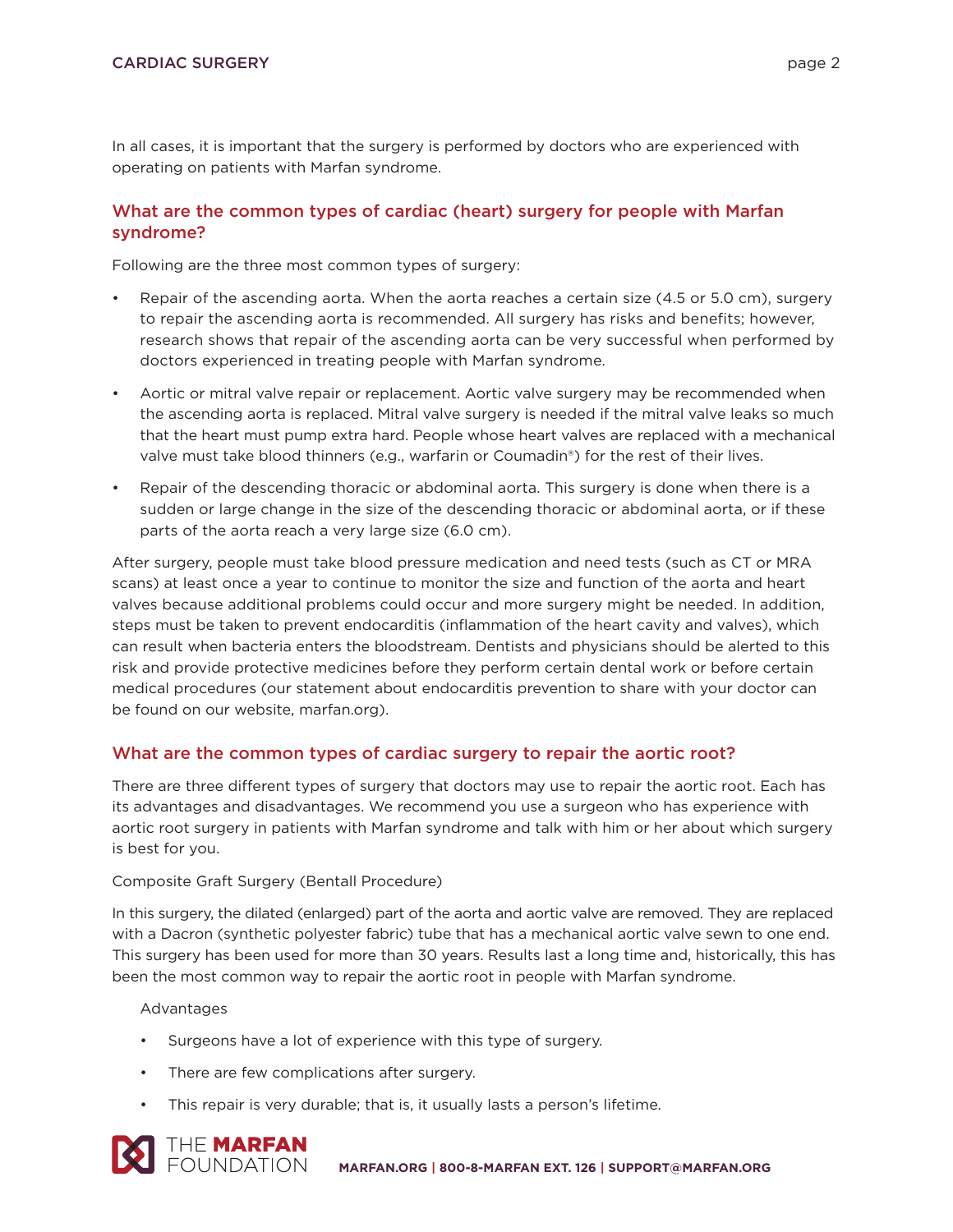In all cases, it is important that the surgery is performed by doctors who are experienced with operating on patients with Marfan syndrome.

## What are the common types of cardiac (heart) surgery for people with Marfan syndrome?

Following are the three most common types of surgery:

- Repair of the ascending aorta. When the aorta reaches a certain size (4.5 or 5.0 cm), surgery to repair the ascending aorta is recommended. All surgery has risks and benefits; however, research shows that repair of the ascending aorta can be very successful when performed by doctors experienced in treating people with Marfan syndrome.
- Aortic or mitral valve repair or replacement. Aortic valve surgery may be recommended when the ascending aorta is replaced. Mitral valve surgery is needed if the mitral valve leaks so much that the heart must pump extra hard. People whose heart valves are replaced with a mechanical valve must take blood thinners (e.g., warfarin or Coumadin®) for the rest of their lives.
- Repair of the descending thoracic or abdominal aorta. This surgery is done when there is a sudden or large change in the size of the descending thoracic or abdominal aorta, or if these parts of the aorta reach a very large size (6.0 cm).

After surgery, people must take blood pressure medication and need tests (such as CT or MRA scans) at least once a year to continue to monitor the size and function of the aorta and heart valves because additional problems could occur and more surgery might be needed. In addition, steps must be taken to prevent endocarditis (inflammation of the heart cavity and valves), which can result when bacteria enters the bloodstream. Dentists and physicians should be alerted to this risk and provide protective medicines before they perform certain dental work or before certain medical procedures (our statement about endocarditis prevention to share with your doctor can be found on our website, marfan.org).

## What are the common types of cardiac surgery to repair the aortic root?

There are three different types of surgery that doctors may use to repair the aortic root. Each has its advantages and disadvantages. We recommend you use a surgeon who has experience with aortic root surgery in patients with Marfan syndrome and talk with him or her about which surgery is best for you.

### Composite Graft Surgery (Bentall Procedure)

In this surgery, the dilated (enlarged) part of the aorta and aortic valve are removed. They are replaced with a Dacron (synthetic polyester fabric) tube that has a mechanical aortic valve sewn to one end. This surgery has been used for more than 30 years. Results last a long time and, historically, this has been the most common way to repair the aortic root in people with Marfan syndrome.

Advantages

- Surgeons have a lot of experience with this type of surgery.
- There are few complications after surgery.
- This repair is very durable; that is, it usually lasts a person's lifetime.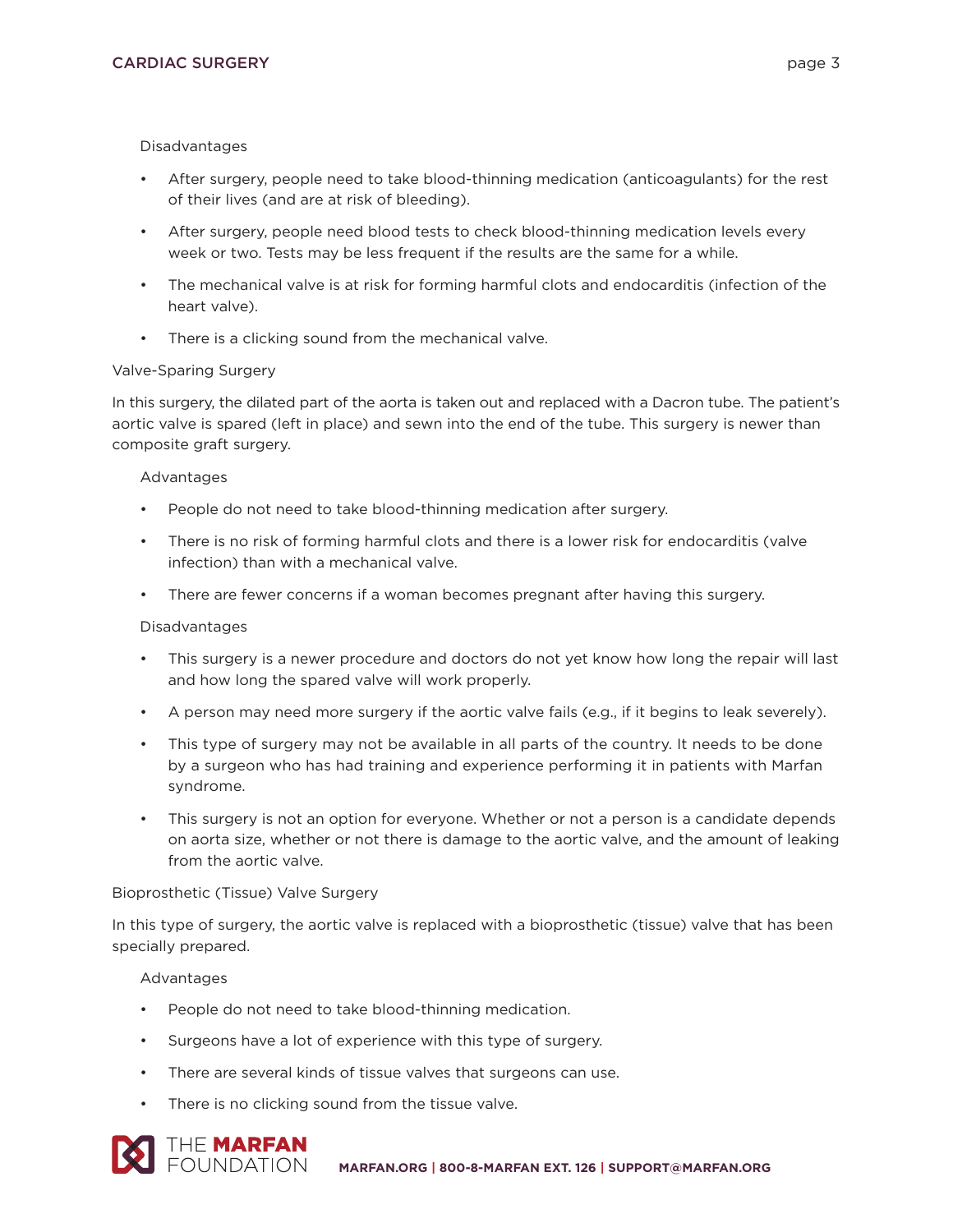Disadvantages

- After surgery, people need to take blood-thinning medication (anticoagulants) for the rest of their lives (and are at risk of bleeding).
- After surgery, people need blood tests to check blood-thinning medication levels every week or two. Tests may be less frequent if the results are the same for a while.
- The mechanical valve is at risk for forming harmful clots and endocarditis (infection of the heart valve).
- There is a clicking sound from the mechanical valve.

### Valve-Sparing Surgery

In this surgery, the dilated part of the aorta is taken out and replaced with a Dacron tube. The patient's aortic valve is spared (left in place) and sewn into the end of the tube. This surgery is newer than composite graft surgery.

Advantages

- People do not need to take blood-thinning medication after surgery.
- There is no risk of forming harmful clots and there is a lower risk for endocarditis (valve infection) than with a mechanical valve.
- There are fewer concerns if a woman becomes pregnant after having this surgery.

Disadvantages

- This surgery is a newer procedure and doctors do not yet know how long the repair will last and how long the spared valve will work properly.
- A person may need more surgery if the aortic valve fails (e.g., if it begins to leak severely).
- This type of surgery may not be available in all parts of the country. It needs to be done by a surgeon who has had training and experience performing it in patients with Marfan syndrome.
- This surgery is not an option for everyone. Whether or not a person is a candidate depends on aorta size, whether or not there is damage to the aortic valve, and the amount of leaking from the aortic valve.

### Bioprosthetic (Tissue) Valve Surgery

In this type of surgery, the aortic valve is replaced with a bioprosthetic (tissue) valve that has been specially prepared.

Advantages

- People do not need to take blood-thinning medication.
- Surgeons have a lot of experience with this type of surgery.
- There are several kinds of tissue valves that surgeons can use.
- There is no clicking sound from the tissue valve.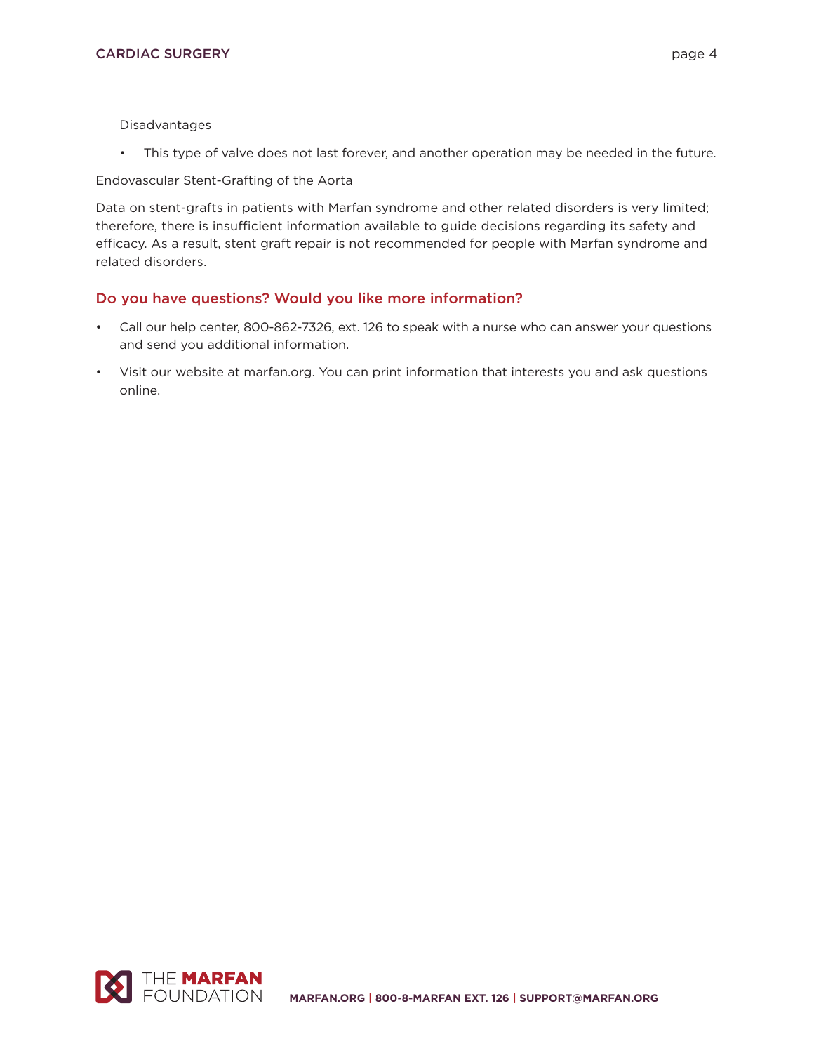Disadvantages

- This type of valve does not last forever, and another operation may be needed in the future.

Endovascular Stent-Grafting of the Aorta

Data on stent-grafts in patients with Marfan syndrome and other related disorders is very limited; therefore, there is insufficient information available to guide decisions regarding its safety and efficacy. As a result, stent graft repair is not recommended for people with Marfan syndrome and related disorders.

## Do you have questions? Would you like more information?

- Call our help center, 800-862-7326, ext. 126 to speak with a nurse who can answer your questions and send you additional information.
- Visit our website at marfan.org. You can print information that interests you and ask questions online.